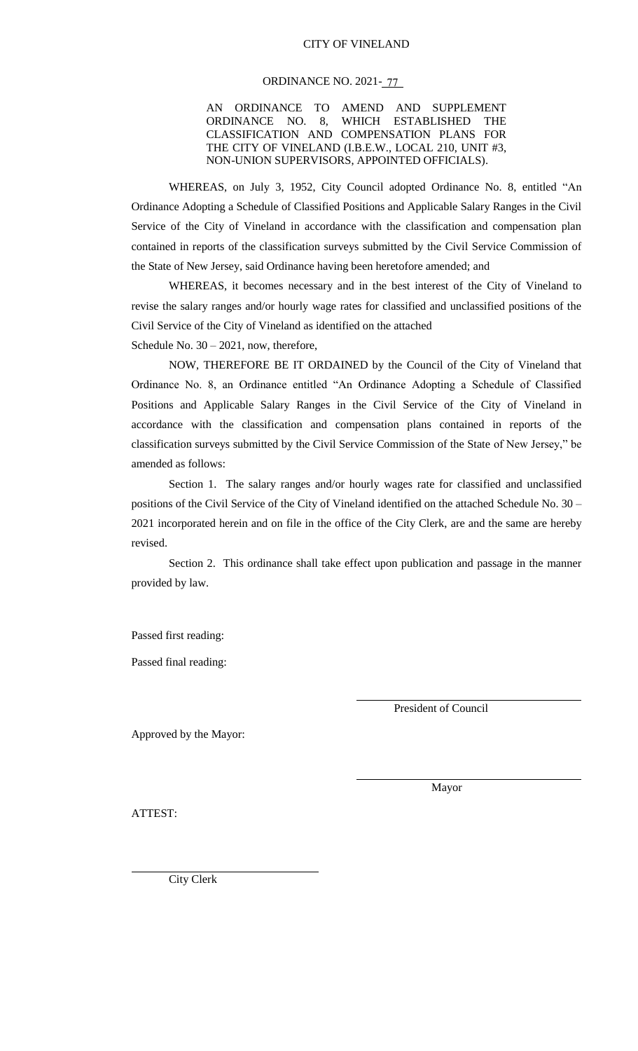CITY OF VINELAND

ORDINANCE NO. 2021- 77

AN ORDINANCE TO AMEND AND SUPPLEMENT ORDINANCE NO. 8, WHICH ESTABLISHED THE CLASSIFICATION AND COMPENSATION PLANS FOR THE CITY OF VINELAND (I.B.E.W., LOCAL 210, UNIT #3, NON-UNION SUPERVISORS, APPOINTED OFFICIALS).

WHEREAS, on July 3, 1952, City Council adopted Ordinance No. 8, entitled "An Ordinance Adopting a Schedule of Classified Positions and Applicable Salary Ranges in the Civil Service of the City of Vineland in accordance with the classification and compensation plan contained in reports of the classification surveys submitted by the Civil Service Commission of the State of New Jersey, said Ordinance having been heretofore amended; and

WHEREAS, it becomes necessary and in the best interest of the City of Vineland to revise the salary ranges and/or hourly wage rates for classified and unclassified positions of the Civil Service of the City of Vineland as identified on the attached Schedule No. 30 – 2021, now, therefore,

NOW, THEREFORE BE IT ORDAINED by the Council of the City of Vineland that Ordinance No. 8, an Ordinance entitled "An Ordinance Adopting a Schedule of Classified Positions and Applicable Salary Ranges in the Civil Service of the City of Vineland in accordance with the classification and compensation plans contained in reports of the classification surveys submitted by the Civil Service Commission of the State of New Jersey," be amended as follows:

Section 1. The salary ranges and/or hourly wages rate for classified and unclassified positions of the Civil Service of the City of Vineland identified on the attached Schedule No. 30 – 2021 incorporated herein and on file in the office of the City Clerk, are and the same are hereby revised.

Section 2. This ordinance shall take effect upon publication and passage in the manner provided by law.

Passed first reading:

Passed final reading:

President of Council

Approved by the Mayor:

Mayor

ATTEST:

City Clerk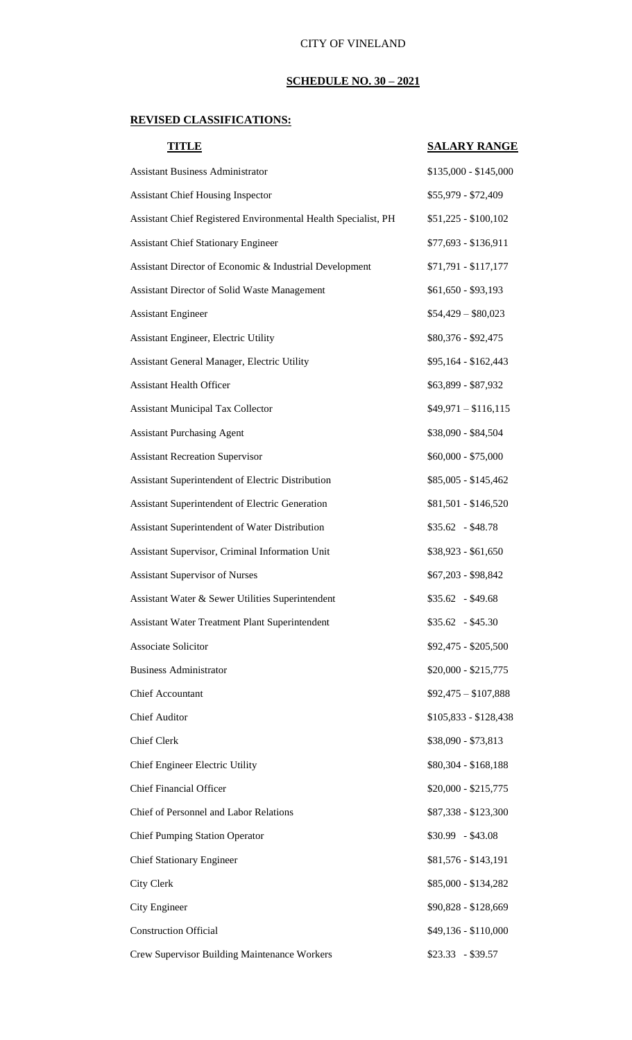CITY OF VINELAND

**SCHEDULE NO. 30 – 2021**

**REVISED CLASSIFICATIONS:**

| **TITLE** | **SALARY RANGE** |
|---|---|
| Assistant Business Administrator | \$135,000 - \$145,000 |
| Assistant Chief Housing Inspector | \$55,979 - \$72,409 |
| Assistant Chief Registered Environmental Health Specialist, PH | \$51,225 - \$100,102 |
| Assistant Chief Stationary Engineer | \$77,693 - \$136,911 |
| Assistant Director of Economic & Industrial Development | \$71,791 - \$117,177 |
| Assistant Director of Solid Waste Management | \$61,650 - \$93,193 |
| Assistant Engineer | \$54,429 – \$80,023 |
| Assistant Engineer, Electric Utility | \$80,376 - \$92,475 |
| Assistant General Manager, Electric Utility | \$95,164 - \$162,443 |
| Assistant Health Officer | \$63,899 - \$87,932 |
| Assistant Municipal Tax Collector | \$49,971 – \$116,115 |
| Assistant Purchasing Agent | \$38,090 - \$84,504 |
| Assistant Recreation Supervisor | \$60,000 - \$75,000 |
| Assistant Superintendent of Electric Distribution | \$85,005 - \$145,462 |
| Assistant Superintendent of Electric Generation | \$81,501 - \$146,520 |
| Assistant Superintendent of Water Distribution | \$35.62 - \$48.78 |
| Assistant Supervisor, Criminal Information Unit | \$38,923 - \$61,650 |
| Assistant Supervisor of Nurses | \$67,203 - \$98,842 |
| Assistant Water & Sewer Utilities Superintendent | \$35.62 - \$49.68 |
| Assistant Water Treatment Plant Superintendent | \$35.62 - \$45.30 |
| Associate Solicitor | \$92,475 - \$205,500 |
| Business Administrator | \$20,000 - \$215,775 |
| Chief Accountant | \$92,475 – \$107,888 |
| Chief Auditor | \$105,833 - \$128,438 |
| Chief Clerk | \$38,090 - \$73,813 |
| Chief Engineer Electric Utility | \$80,304 - \$168,188 |
| Chief Financial Officer | \$20,000 - \$215,775 |
| Chief of Personnel and Labor Relations | \$87,338 - \$123,300 |
| Chief Pumping Station Operator | \$30.99 - \$43.08 |
| Chief Stationary Engineer | \$81,576 - \$143,191 |
| City Clerk | \$85,000 - \$134,282 |
| City Engineer | \$90,828 - \$128,669 |
| Construction Official | \$49,136 - \$110,000 |
| Crew Supervisor Building Maintenance Workers | \$23.33 - \$39.57 |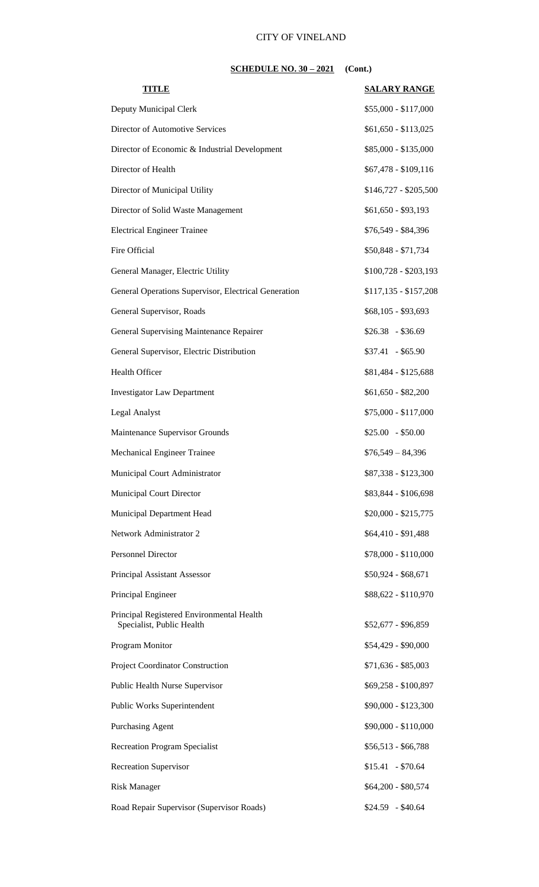CITY OF VINELAND

**SCHEDULE NO. 30 – 2021 (Cont.)**

| **TITLE** | **SALARY RANGE** |
|---|---|
| Deputy Municipal Clerk | $55,000 - $117,000 |
| Director of Automotive Services | $61,650 - $113,025 |
| Director of Economic & Industrial Development | $85,000 - $135,000 |
| Director of Health | $67,478 - $109,116 |
| Director of Municipal Utility | $146,727 - $205,500 |
| Director of Solid Waste Management | $61,650 - $93,193 |
| Electrical Engineer Trainee | $76,549 - $84,396 |
| Fire Official | $50,848 - $71,734 |
| General Manager, Electric Utility | $100,728 - $203,193 |
| General Operations Supervisor, Electrical Generation | $117,135 - $157,208 |
| General Supervisor, Roads | $68,105 - $93,693 |
| General Supervising Maintenance Repairer | $26.38 - $36.69 |
| General Supervisor, Electric Distribution | $37.41 - $65.90 |
| Health Officer | $81,484 - $125,688 |
| Investigator Law Department | $61,650 - $82,200 |
| Legal Analyst | $75,000 - $117,000 |
| Maintenance Supervisor Grounds | $25.00 - $50.00 |
| Mechanical Engineer Trainee | $76,549 – 84,396 |
| Municipal Court Administrator | $87,338 - $123,300 |
| Municipal Court Director | $83,844 - $106,698 |
| Municipal Department Head | $20,000 - $215,775 |
| Network Administrator 2 | $64,410 - $91,488 |
| Personnel Director | $78,000 - $110,000 |
| Principal Assistant Assessor | $50,924 - $68,671 |
| Principal Engineer | $88,622 - $110,970 |
| Principal Registered Environmental Health Specialist, Public Health | $52,677 - $96,859 |
| Program Monitor | $54,429 - $90,000 |
| Project Coordinator Construction | $71,636 - $85,003 |
| Public Health Nurse Supervisor | $69,258 - $100,897 |
| Public Works Superintendent | $90,000 - $123,300 |
| Purchasing Agent | $90,000 - $110,000 |
| Recreation Program Specialist | $56,513 - $66,788 |
| Recreation Supervisor | $15.41 - $70.64 |
| Risk Manager | $64,200 - $80,574 |
| Road Repair Supervisor (Supervisor Roads) | $24.59 - $40.64 |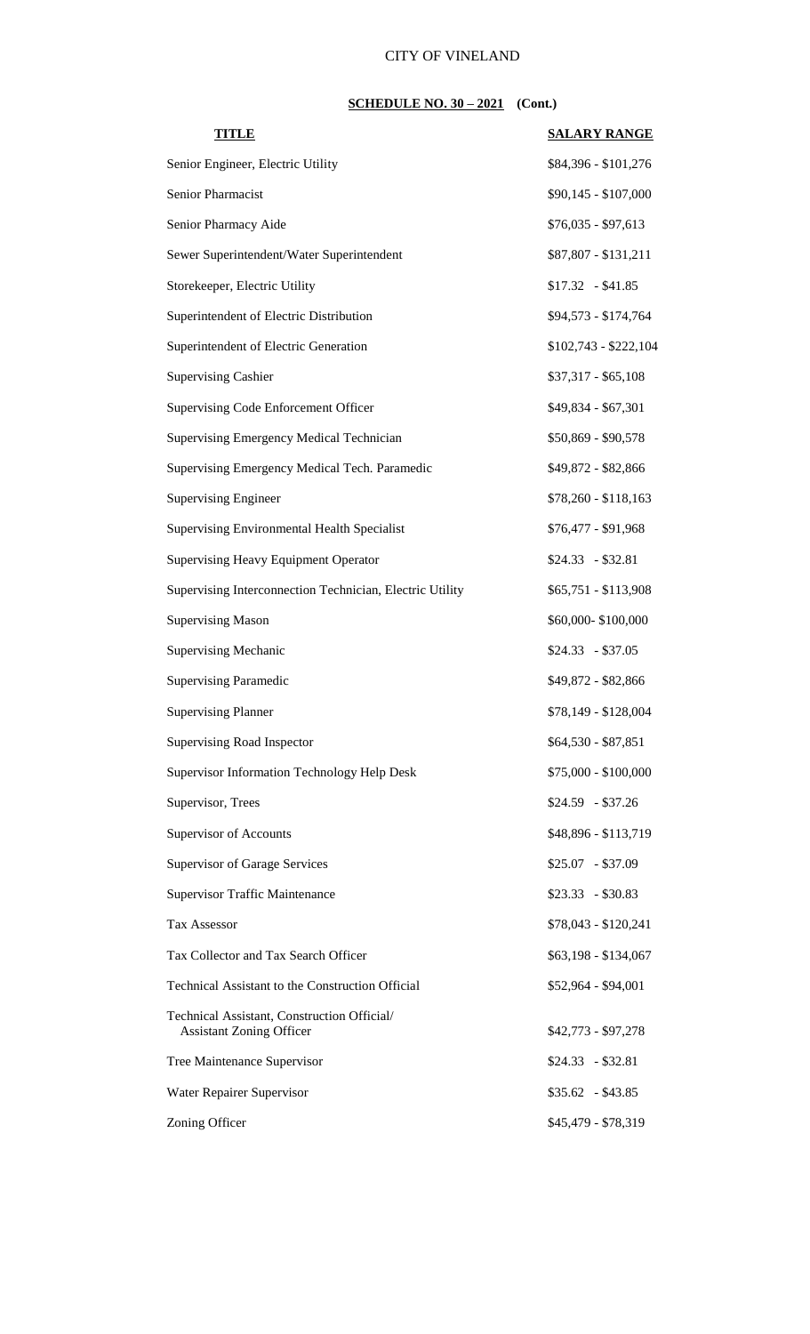CITY OF VINELAND

**SCHEDULE NO. 30 – 2021 (Cont.)**

| **TITLE** | **SALARY RANGE** |
|---|---|
| Senior Engineer, Electric Utility | \$84,396 - \$101,276 |
| Senior Pharmacist | \$90,145 - \$107,000 |
| Senior Pharmacy Aide | \$76,035 - \$97,613 |
| Sewer Superintendent/Water Superintendent | \$87,807 - \$131,211 |
| Storekeeper, Electric Utility | \$17.32 - \$41.85 |
| Superintendent of Electric Distribution | \$94,573 - \$174,764 |
| Superintendent of Electric Generation | \$102,743 - \$222,104 |
| Supervising Cashier | \$37,317 - \$65,108 |
| Supervising Code Enforcement Officer | \$49,834 - \$67,301 |
| Supervising Emergency Medical Technician | \$50,869 - \$90,578 |
| Supervising Emergency Medical Tech. Paramedic | \$49,872 - \$82,866 |
| Supervising Engineer | \$78,260 - \$118,163 |
| Supervising Environmental Health Specialist | \$76,477 - \$91,968 |
| Supervising Heavy Equipment Operator | \$24.33 - \$32.81 |
| Supervising Interconnection Technician, Electric Utility | \$65,751 - \$113,908 |
| Supervising Mason | \$60,000- \$100,000 |
| Supervising Mechanic | \$24.33 - \$37.05 |
| Supervising Paramedic | \$49,872 - \$82,866 |
| Supervising Planner | \$78,149 - \$128,004 |
| Supervising Road Inspector | \$64,530 - \$87,851 |
| Supervisor Information Technology Help Desk | \$75,000 - \$100,000 |
| Supervisor, Trees | \$24.59 - \$37.26 |
| Supervisor of Accounts | \$48,896 - \$113,719 |
| Supervisor of Garage Services | \$25.07 - \$37.09 |
| Supervisor Traffic Maintenance | \$23.33 - \$30.83 |
| Tax Assessor | \$78,043 - \$120,241 |
| Tax Collector and Tax Search Officer | \$63,198 - \$134,067 |
| Technical Assistant to the Construction Official | \$52,964 - \$94,001 |
| Technical Assistant, Construction Official/ Assistant Zoning Officer | \$42,773 - \$97,278 |
| Tree Maintenance Supervisor | \$24.33 - \$32.81 |
| Water Repairer Supervisor | \$35.62 - \$43.85 |
| Zoning Officer | \$45,479 - \$78,319 |